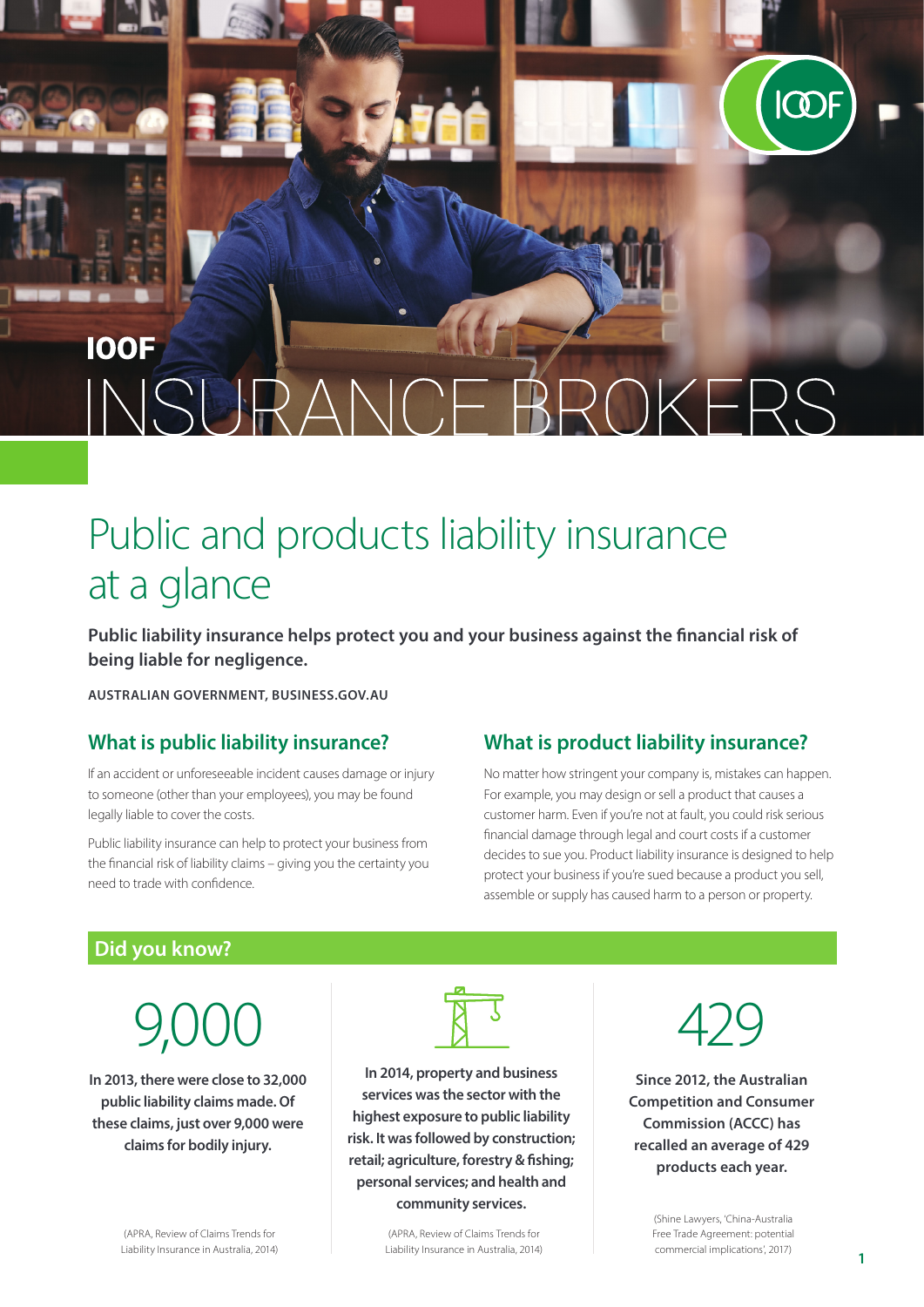# IOOF INSURANCE BROKERS

# Public and products liability insurance at a glance

**Public liability insurance helps protect you and your business against the financial risk of being liable for negligence.**

**AUSTRALIAN GOVERNMENT, BUSINESS.GOV.AU**

## What is public liability insurance?

If an accident or unforeseeable incident causes damage or injury to someone (other than your employees), you may be found legally liable to cover the costs.

Public liability insurance can help to protect your business from the financial risk of liability claims – giving you the certainty you need to trade with confidence.

## What is product liability insurance?

No matter how stringent your company is, mistakes can happen. For example, you may design or sell a product that causes a customer harm. Even if you're not at fault, you could risk serious financial damage through legal and court costs if a customer decides to sue you. Product liability insurance is designed to help protect your business if you're sued because a product you sell, assemble or supply has caused harm to a person or property.

## Did you know?

9,000

**In 2013, there were close to 32,000 public liability claims made. Of these claims, just over 9,000 were claims for bodily injury.**

(APRA, Review of Claims Trends for Liability Insurance in Australia, 2014)

**In 2014, property and business services was the sector with the highest exposure to public liability risk. It was followed by construction; retail; agriculture, forestry & fishing; personal services; and health and community services.**

(APRA, Review of Claims Trends for Liability Insurance in Australia, 2014)

429

**Since 2012, the Australian Competition and Consumer Commission (ACCC) has recalled an average of 429 products each year.**

(Shine Lawyers, 'China-Australia Free Trade Agreement: potential commercial implications', 2017)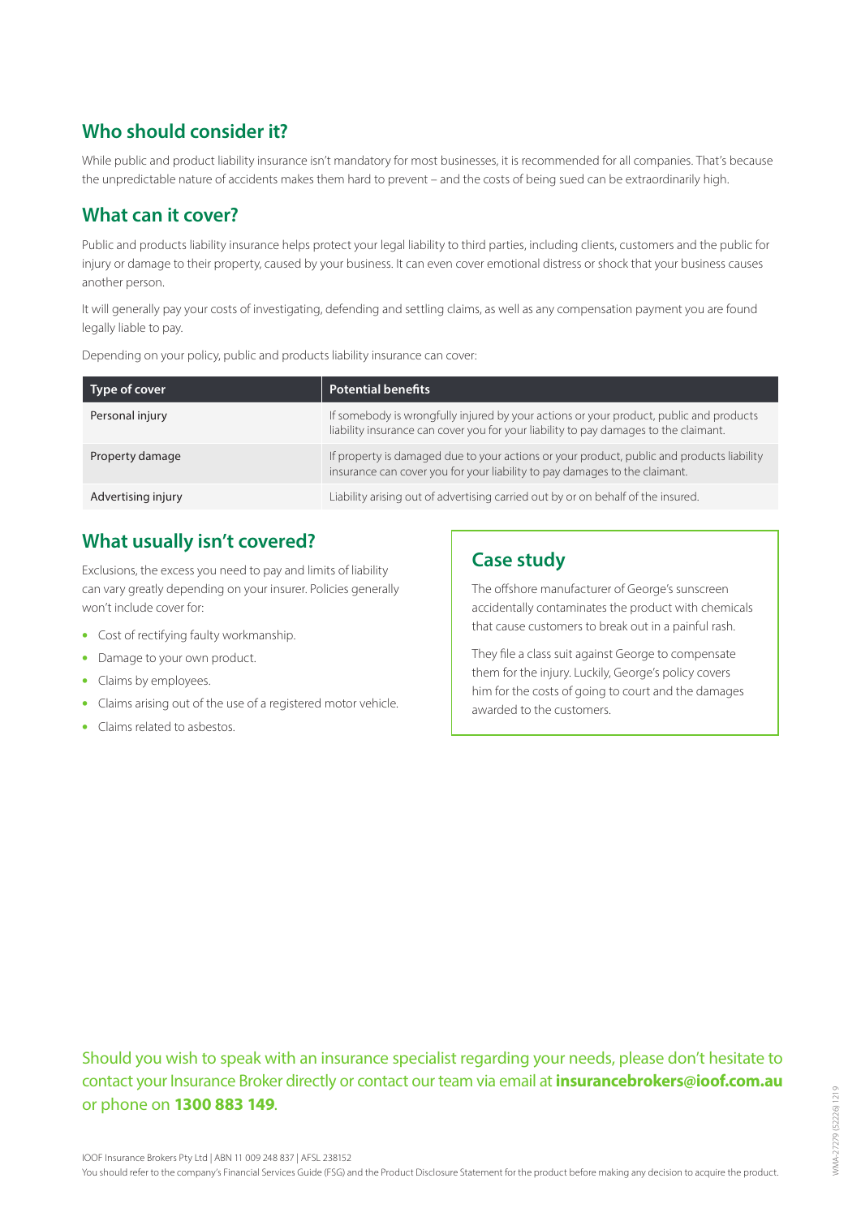## Who should consider it?

While public and product liability insurance isn't mandatory for most businesses, it is recommended for all companies. That's because the unpredictable nature of accidents makes them hard to prevent – and the costs of being sued can be extraordinarily high.

## What can it cover?

Public and products liability insurance helps protect your legal liability to third parties, including clients, customers and the public for injury or damage to their property, caused by your business. It can even cover emotional distress or shock that your business causes another person.

It will generally pay your costs of investigating, defending and settling claims, as well as any compensation payment you are found legally liable to pay.

Depending on your policy, public and products liability insurance can cover:

| Type of cover | Potential benefits |
|---|---|
| Personal injury | If somebody is wrongfully injured by your actions or your product, public and products liability insurance can cover you for your liability to pay damages to the claimant. |
| Property damage | If property is damaged due to your actions or your product, public and products liability insurance can cover you for your liability to pay damages to the claimant. |
| Advertising injury | Liability arising out of advertising carried out by or on behalf of the insured. |

## What usually isn't covered?

Exclusions, the excess you need to pay and limits of liability can vary greatly depending on your insurer. Policies generally won't include cover for:

- Cost of rectifying faulty workmanship.
- Damage to your own product.
- Claims by employees.
- Claims arising out of the use of a registered motor vehicle.
- Claims related to asbestos.

## Case study

The offshore manufacturer of George's sunscreen accidentally contaminates the product with chemicals that cause customers to break out in a painful rash.

They file a class suit against George to compensate them for the injury. Luckily, George's policy covers him for the costs of going to court and the damages awarded to the customers.

Should you wish to speak with an insurance specialist regarding your needs, please don't hesitate to contact your Insurance Broker directly or contact our team via email at **insurancebrokers@ioof.com.au** or phone on **1300 883 149**.

IOOF Insurance Brokers Pty Ltd | ABN 11 009 248 837 | AFSL 238152

You should refer to the company's Financial Services Guide (FSG) and the Product Disclosure Statement for the product before making any decision to acquire the product.

WMA-27279 (52226) 1219